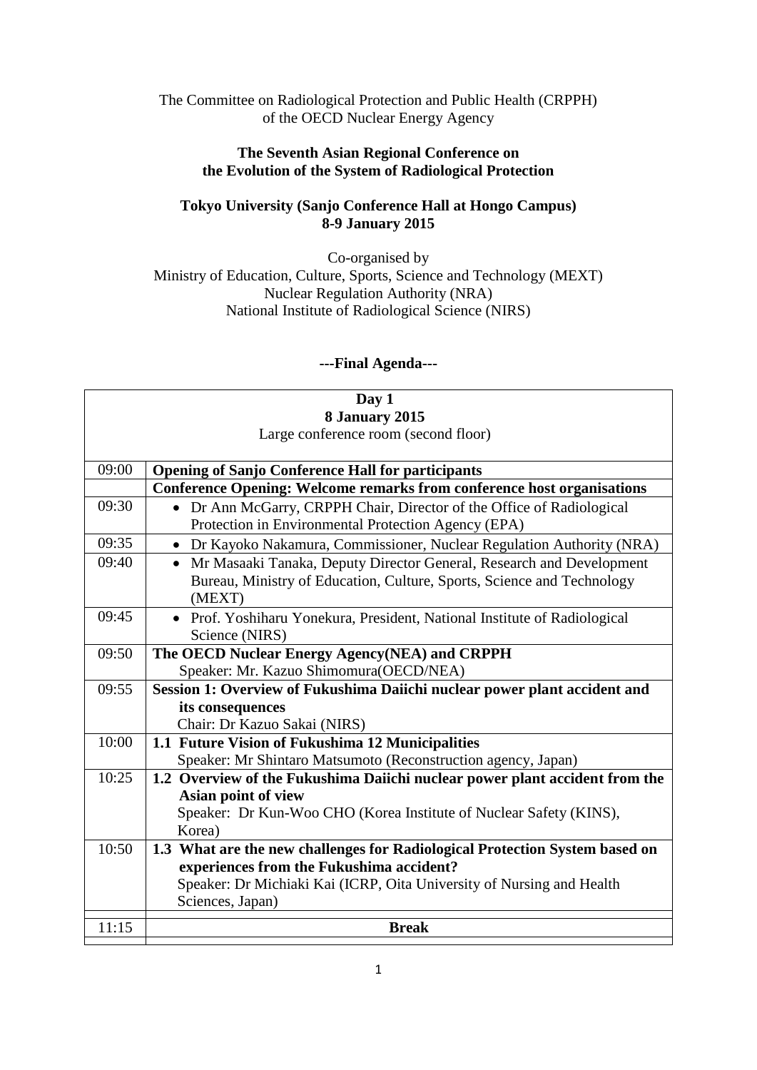The Committee on Radiological Protection and Public Health (CRPPH)
of the OECD Nuclear Energy Agency

**The Seventh Asian Regional Conference on**
**the Evolution of the System of Radiological Protection**

**Tokyo University (Sanjo Conference Hall at Hongo Campus)**
**8-9 January 2015**

Co-organised by
Ministry of Education, Culture, Sports, Science and Technology (MEXT)
Nuclear Regulation Authority (NRA)
National Institute of Radiological Science (NIRS)

**---Final Agenda---**

| **Day 1**<br>**8 January 2015**<br>Large conference room (second floor) | |
|---|---|
| 09:00 | **Opening of Sanjo Conference Hall for participants** |
| | **Conference Opening: Welcome remarks from conference host organisations** |
| 09:30 | • Dr Ann McGarry, CRPPH Chair, Director of the Office of Radiological Protection in Environmental Protection Agency (EPA) |
| 09:35 | • Dr Kayoko Nakamura, Commissioner, Nuclear Regulation Authority (NRA) |
| 09:40 | • Mr Masaaki Tanaka, Deputy Director General, Research and Development Bureau, Ministry of Education, Culture, Sports, Science and Technology (MEXT) |
| 09:45 | • Prof. Yoshiharu Yonekura, President, National Institute of Radiological Science (NIRS) |
| 09:50 | **The OECD Nuclear Energy Agency(NEA) and CRPPH**<br>Speaker: Mr. Kazuo Shimomura(OECD/NEA) |
| 09:55 | **Session 1: Overview of Fukushima Daiichi nuclear power plant accident and its consequences**<br>Chair: Dr Kazuo Sakai (NIRS) |
| 10:00 | **1.1 Future Vision of Fukushima 12 Municipalities**<br>Speaker: Mr Shintaro Matsumoto (Reconstruction agency, Japan) |
| 10:25 | **1.2 Overview of the Fukushima Daiichi nuclear power plant accident from the Asian point of view**<br>Speaker: Dr Kun-Woo CHO (Korea Institute of Nuclear Safety (KINS), Korea) |
| 10:50 | **1.3 What are the new challenges for Radiological Protection System based on experiences from the Fukushima accident?**<br>Speaker: Dr Michiaki Kai (ICRP, Oita University of Nursing and Health Sciences, Japan) |
| 11:15 | **Break** |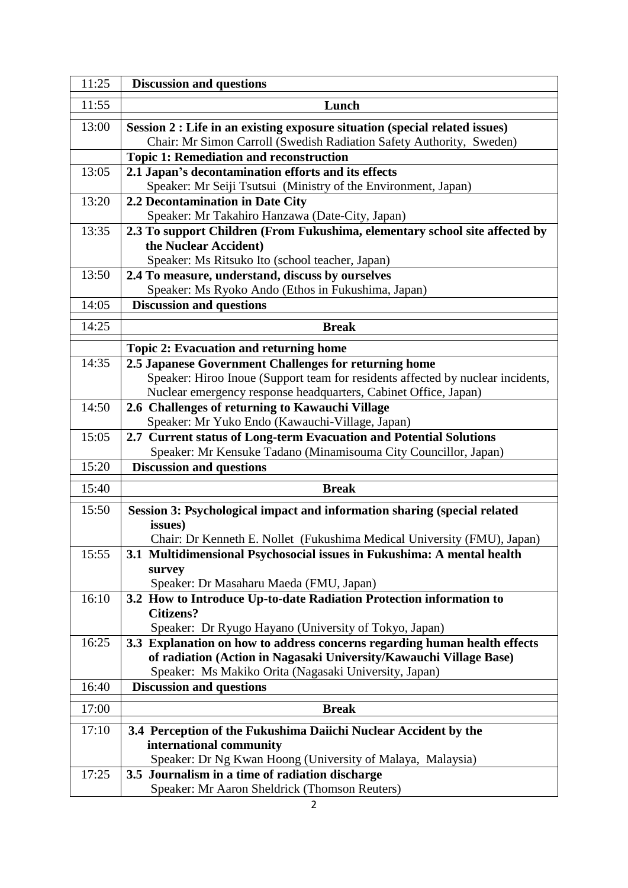| Time | Program |
|---|---|
| 11:25 | **Discussion and questions** |
| 11:55 | **Lunch** |
| 13:00 | **Session 2 : Life in an existing exposure situation (special related issues)**<br>Chair: Mr Simon Carroll (Swedish Radiation Safety Authority, Sweden) |
| | **Topic 1: Remediation and reconstruction** |
| 13:05 | **2.1 Japan's decontamination efforts and its effects**<br>Speaker: Mr Seiji Tsutsui (Ministry of the Environment, Japan) |
| 13:20 | **2.2 Decontamination in Date City**<br>Speaker: Mr Takahiro Hanzawa (Date-City, Japan) |
| 13:35 | **2.3 To support Children (From Fukushima, elementary school site affected by the Nuclear Accident)**<br>Speaker: Ms Ritsuko Ito (school teacher, Japan) |
| 13:50 | **2.4 To measure, understand, discuss by ourselves**<br>Speaker: Ms Ryoko Ando (Ethos in Fukushima, Japan) |
| 14:05 | **Discussion and questions** |
| 14:25 | **Break** |
| | **Topic 2: Evacuation and returning home** |
| 14:35 | **2.5 Japanese Government Challenges for returning home**<br>Speaker: Hiroo Inoue (Support team for residents affected by nuclear incidents, Nuclear emergency response headquarters, Cabinet Office, Japan) |
| 14:50 | **2.6 Challenges of returning to Kawauchi Village**<br>Speaker: Mr Yuko Endo (Kawauchi-Village, Japan) |
| 15:05 | **2.7 Current status of Long-term Evacuation and Potential Solutions**<br>Speaker: Mr Kensuke Tadano (Minamisouma City Councillor, Japan) |
| 15:20 | **Discussion and questions** |
| 15:40 | **Break** |
| 15:50 | **Session 3: Psychological impact and information sharing (special related issues)**<br>Chair: Dr Kenneth E. Nollet (Fukushima Medical University (FMU), Japan) |
| 15:55 | **3.1 Multidimensional Psychosocial issues in Fukushima: A mental health survey**<br>Speaker: Dr Masaharu Maeda (FMU, Japan) |
| 16:10 | **3.2 How to Introduce Up-to-date Radiation Protection information to Citizens?**<br>Speaker: Dr Ryugo Hayano (University of Tokyo, Japan) |
| 16:25 | **3.3 Explanation on how to address concerns regarding human health effects of radiation (Action in Nagasaki University/Kawauchi Village Base)**<br>Speaker: Ms Makiko Orita (Nagasaki University, Japan) |
| 16:40 | **Discussion and questions** |
| 17:00 | **Break** |
| 17:10 | **3.4 Perception of the Fukushima Daiichi Nuclear Accident by the international community**<br>Speaker: Dr Ng Kwan Hoong (University of Malaya, Malaysia) |
| 17:25 | **3.5 Journalism in a time of radiation discharge**<br>Speaker: Mr Aaron Sheldrick (Thomson Reuters) |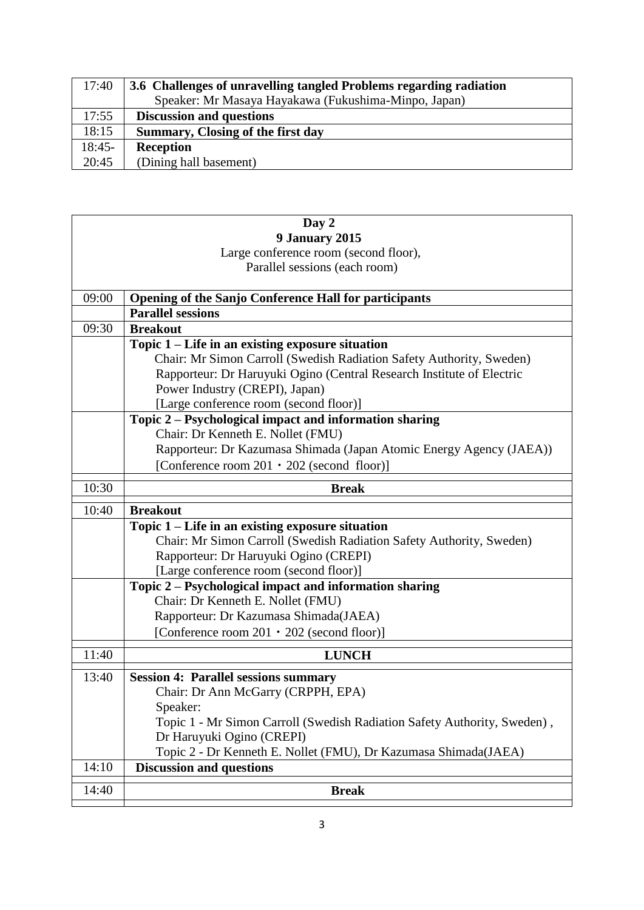| | |
|---|---|
| 17:40 | **3.6 Challenges of unravelling tangled Problems regarding radiation**<br>Speaker: Mr Masaya Hayakawa (Fukushima-Minpo, Japan) |
| 17:55 | **Discussion and questions** |
| 18:15 | **Summary, Closing of the first day** |
| 18:45-20:45 | **Reception**<br>(Dining hall basement) |

| **Day 2**<br>**9 January 2015**<br>Large conference room (second floor),<br>Parallel sessions (each room) | |
|---|---|
| 09:00 | **Opening of the Sanjo Conference Hall for participants** |
| | **Parallel sessions** |
| 09:30 | **Breakout** |
| | **Topic 1 – Life in an existing exposure situation**<br>Chair: Mr Simon Carroll (Swedish Radiation Safety Authority, Sweden)<br>Rapporteur: Dr Haruyuki Ogino (Central Research Institute of Electric Power Industry (CREPI), Japan)<br>[Large conference room (second floor)] |
| | **Topic 2 – Psychological impact and information sharing**<br>Chair: Dr Kenneth E. Nollet (FMU)<br>Rapporteur: Dr Kazumasa Shimada (Japan Atomic Energy Agency (JAEA))<br>[Conference room 201・202 (second floor)] |
| 10:30 | **Break** |
| 10:40 | **Breakout** |
| | **Topic 1 – Life in an existing exposure situation**<br>Chair: Mr Simon Carroll (Swedish Radiation Safety Authority, Sweden)<br>Rapporteur: Dr Haruyuki Ogino (CREPI)<br>[Large conference room (second floor)] |
| | **Topic 2 – Psychological impact and information sharing**<br>Chair: Dr Kenneth E. Nollet (FMU)<br>Rapporteur: Dr Kazumasa Shimada(JAEA)<br>[Conference room 201・202 (second floor)] |
| 11:40 | **LUNCH** |
| 13:40 | **Session 4: Parallel sessions summary**<br>Chair: Dr Ann McGarry (CRPPH, EPA)<br>Speaker:<br>Topic 1 - Mr Simon Carroll (Swedish Radiation Safety Authority, Sweden) , Dr Haruyuki Ogino (CREPI)<br>Topic 2 - Dr Kenneth E. Nollet (FMU), Dr Kazumasa Shimada(JAEA) |
| 14:10 | **Discussion and questions** |
| 14:40 | **Break** |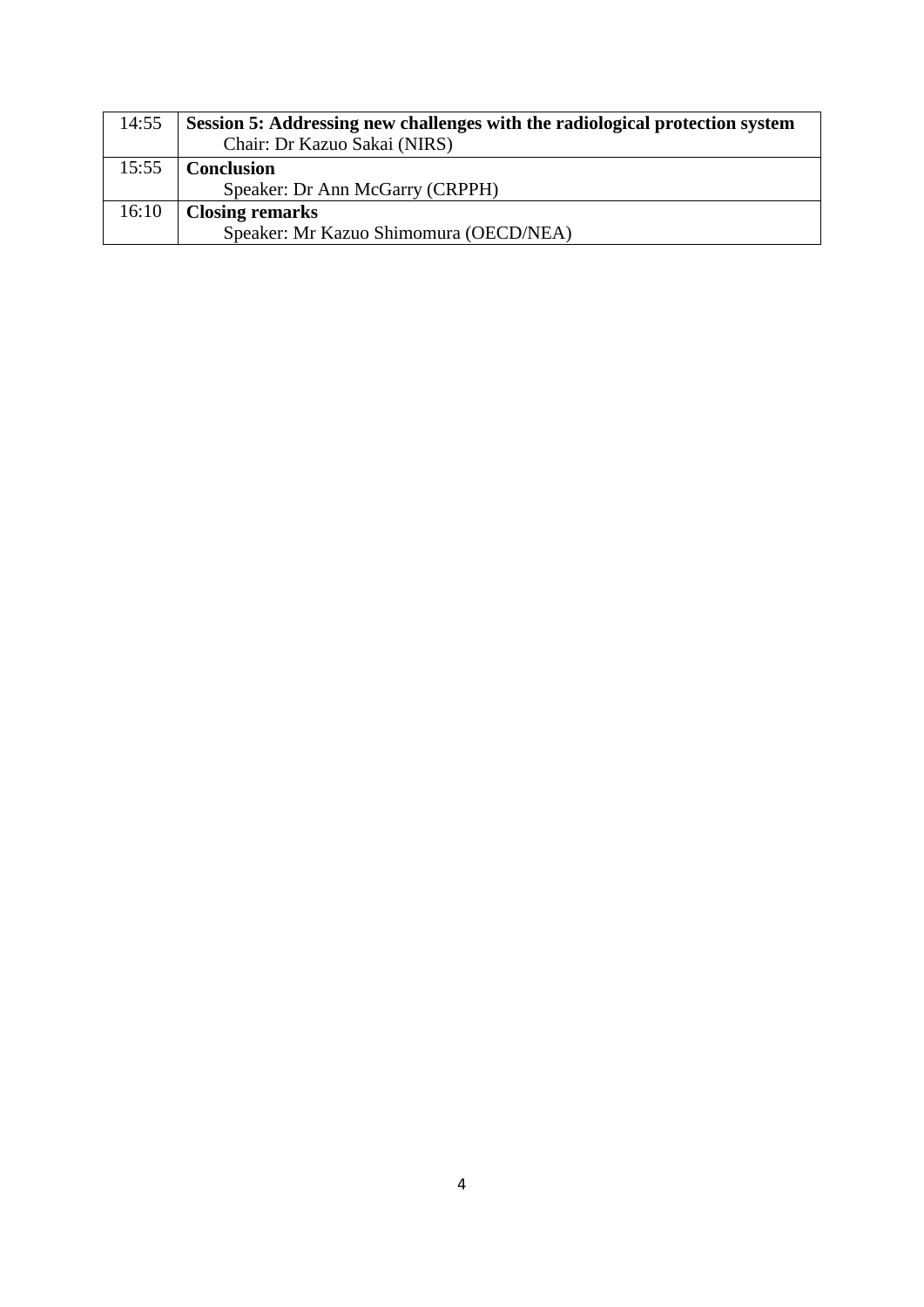| | |
|---|---|
| 14:55 | **Session 5: Addressing new challenges with the radiological protection system**<br>Chair: Dr Kazuo Sakai (NIRS) |
| 15:55 | **Conclusion**<br>Speaker: Dr Ann McGarry (CRPPH) |
| 16:10 | **Closing remarks**<br>Speaker: Mr Kazuo Shimomura (OECD/NEA) |